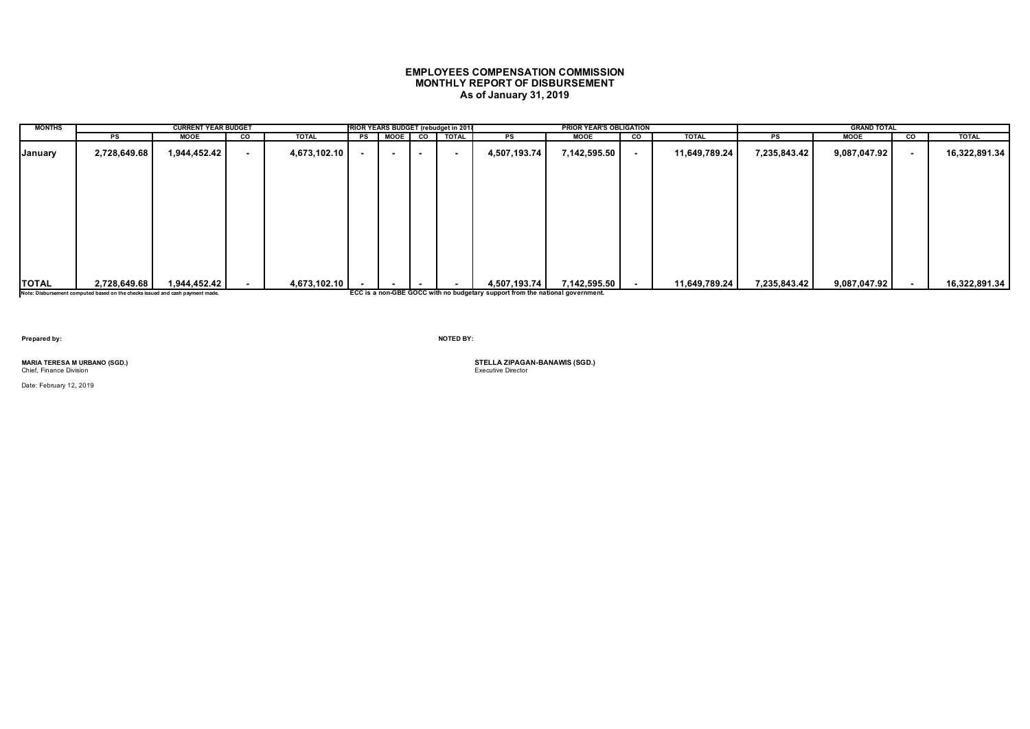# EMPLOYEES COMPENSATION COMMISSION
## MONTHLY REPORT OF DISBURSEMENT
### As of January 31, 2019

| MONTHS | CURRENT YEAR BUDGET | | | | PRIOR YEARS BUDGET (rebudget in 2018) | | | | PRIOR YEAR'S OBLIGATION | | | | GRAND TOTAL | | | |
|---|---|---|---|---|---|---|---|---|---|---|---|---|---|---|---|---|
| | PS | MOOE | CO | TOTAL | PS | MOOE | CO | TOTAL | PS | MOOE | CO | TOTAL | PS | MOOE | CO | TOTAL |
| January | 2,728,649.68 | 1,944,452.42 | - | 4,673,102.10 | - | - | - | - | 4,507,193.74 | 7,142,595.50 | - | 11,649,789.24 | 7,235,843.42 | 9,087,047.92 | - | 16,322,891.34 |
| TOTAL | 2,728,649.68 | 1,944,452.42 | - | 4,673,102.10 | - | - | - | - | 4,507,193.74 | 7,142,595.50 | - | 11,649,789.24 | 7,235,843.42 | 9,087,047.92 | - | 16,322,891.34 |

Note: Disbursement computed based on the checks issued and cash payment made.

ECC is a non-GBE GOCC with no budgetary support from the national government.

Prepared by:

**MARIA TERESA M URBANO (SGD.)**
Chief, Finance Division

NOTED BY:

**STELLA ZIPAGAN-BANAWIS (SGD.)**
Executive Director

Date: February 12, 2019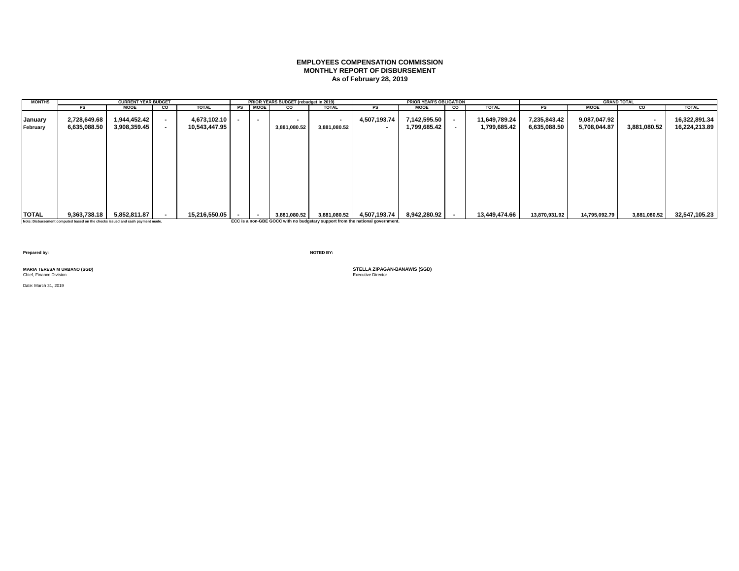**EMPLOYEES COMPENSATION COMMISSION**
**MONTHLY REPORT OF DISBURSEMENT**
**As of February 28, 2019**

| MONTHS | CURRENT YEAR BUDGET | | | | PRIOR YEARS BUDGET (rebudget in 2019) | | | | PRIOR YEAR'S OBLIGATION | | | | GRAND TOTAL | | | |
|---|---|---|---|---|---|---|---|---|---|---|---|---|---|---|---|---|
| | PS | MOOE | CO | TOTAL | PS | MOOE | CO | TOTAL | PS | MOOE | CO | TOTAL | PS | MOOE | CO | TOTAL |
| January | 2,728,649.68 | 1,944,452.42 | - | 4,673,102.10 | - | - | - | - | 4,507,193.74 | 7,142,595.50 | - | 11,649,789.24 | 7,235,843.42 | 9,087,047.92 | - | 16,322,891.34 |
| February | 6,635,088.50 | 3,908,359.45 | - | 10,543,447.95 | | | 3,881,080.52 | 3,881,080.52 | - | 1,799,685.42 | - | 1,799,685.42 | 6,635,088.50 | 5,708,044.87 | 3,881,080.52 | 16,224,213.89 |
| TOTAL | 9,363,738.18 | 5,852,811.87 | - | 15,216,550.05 | - | - | 3,881,080.52 | 3,881,080.52 | 4,507,193.74 | 8,942,280.92 | - | 13,449,474.66 | 13,870,931.92 | 14,795,092.79 | 3,881,080.52 | 32,547,105.23 |

Note: Disbursement computed based on the checks issued and cash payment made.

ECC is a non-GBE GOCC with no budgetary support from the national government.

**Prepared by:**

**MARIA TERESA M URBANO (SGD)**
Chief, Finance Division

Date: March 31, 2019

**NOTED BY:**

**STELLA ZIPAGAN-BANAWIS (SGD)**
Executive Director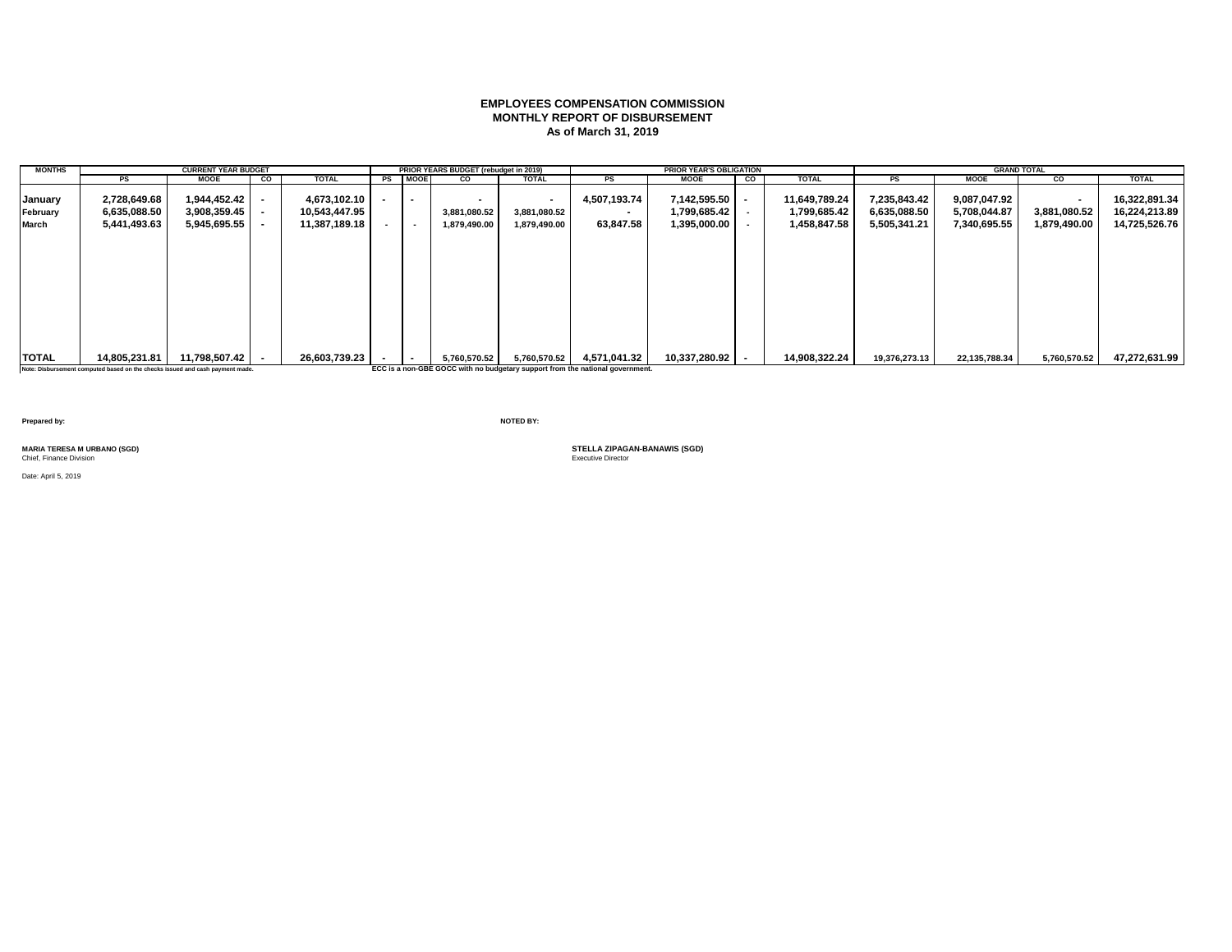**EMPLOYEES COMPENSATION COMMISSION**
**MONTHLY REPORT OF DISBURSEMENT**
**As of March 31, 2019**

| MONTHS | CURRENT YEAR BUDGET | | | | PRIOR YEARS BUDGET (rebudget in 2019) | | | | PRIOR YEAR'S OBLIGATION | | | | GRAND TOTAL | | | |
|---|---|---|---|---|---|---|---|---|---|---|---|---|---|---|---|---|
| | PS | MOOE | CO | TOTAL | PS | MOOE | CO | TOTAL | PS | MOOE | CO | TOTAL | PS | MOOE | CO | TOTAL |
| January | 2,728,649.68 | 1,944,452.42 | - | 4,673,102.10 | - | - | - | - | 4,507,193.74 | 7,142,595.50 | - | 11,649,789.24 | 7,235,843.42 | 9,087,047.92 | - | 16,322,891.34 |
| February | 6,635,088.50 | 3,908,359.45 | - | 10,543,447.95 | | | 3,881,080.52 | 3,881,080.52 | - | 1,799,685.42 | - | 1,799,685.42 | 6,635,088.50 | 5,708,044.87 | 3,881,080.52 | 16,224,213.89 |
| March | 5,441,493.63 | 5,945,695.55 | - | 11,387,189.18 | - | - | 1,879,490.00 | 1,879,490.00 | 63,847.58 | 1,395,000.00 | - | 1,458,847.58 | 5,505,341.21 | 7,340,695.55 | 1,879,490.00 | 14,725,526.76 |
| **TOTAL** | 14,805,231.81 | 11,798,507.42 | - | 26,603,739.23 | - | - | 5,760,570.52 | 5,760,570.52 | 4,571,041.32 | 10,337,280.92 | - | 14,908,322.24 | 19,376,273.13 | 22,135,788.34 | 5,760,570.52 | 47,272,631.99 |

Note: Disbursement computed based on the checks issued and cash payment made.

ECC is a non-GBE GOCC with no budgetary support from the national government.

Prepared by:

**MARIA TERESA M URBANO (SGD)**
Chief, Finance Division

NOTED BY:

**STELLA ZIPAGAN-BANAWIS (SGD)**
Executive Director

Date: April 5, 2019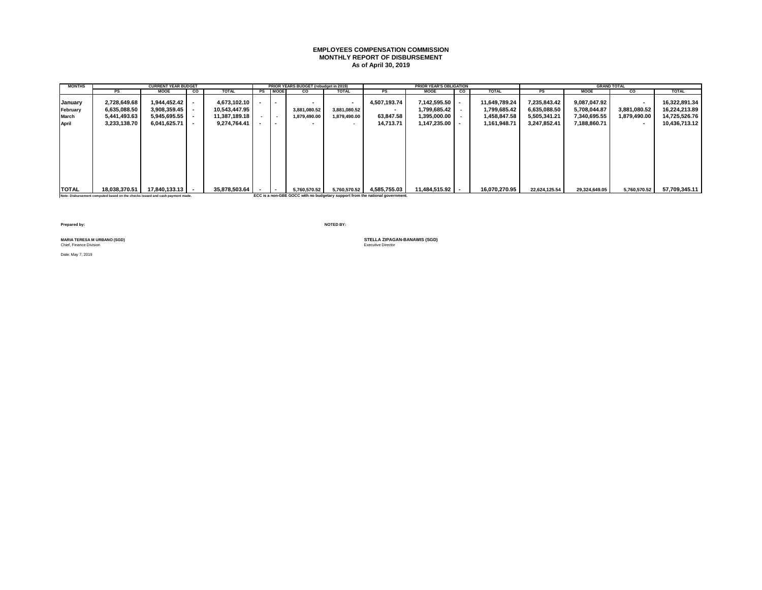**EMPLOYEES COMPENSATION COMMISSION**
**MONTHLY REPORT OF DISBURSEMENT**
**As of April 30, 2019**

| MONTHS | CURRENT YEAR BUDGET | | | | PRIOR YEARS BUDGET (rebudget in 2019) | | | | PRIOR YEAR'S OBLIGATION | | | | GRAND TOTAL | | | |
|---|---|---|---|---|---|---|---|---|---|---|---|---|---|---|---|---|
| | PS | MOOE | CO | TOTAL | PS | MOOE | CO | TOTAL | PS | MOOE | CO | TOTAL | PS | MOOE | CO | TOTAL |
| January | 2,728,649.68 | 1,944,452.42 | - | 4,673,102.10 | - | - | - | - | 4,507,193.74 | 7,142,595.50 | - | 11,649,789.24 | 7,235,843.42 | 9,087,047.92 | - | 16,322,891.34 |
| February | 6,635,088.50 | 3,908,359.45 | - | 10,543,447.95 | | | 3,881,080.52 | 3,881,080.52 | - | 1,799,685.42 | - | 1,799,685.42 | 6,635,088.50 | 5,708,044.87 | 3,881,080.52 | 16,224,213.89 |
| March | 5,441,493.63 | 5,945,695.55 | - | 11,387,189.18 | - | - | 1,879,490.00 | 1,879,490.00 | 63,847.58 | 1,395,000.00 | - | 1,458,847.58 | 5,505,341.21 | 7,340,695.55 | 1,879,490.00 | 14,725,526.76 |
| April | 3,233,138.70 | 6,041,625.71 | - | 9,274,764.41 | - | - | - | - | 14,713.71 | 1,147,235.00 | - | 1,161,948.71 | 3,247,852.41 | 7,188,860.71 | - | 10,436,713.12 |
| TOTAL | 18,038,370.51 | 17,840,133.13 | - | 35,878,503.64 | - | - | 5,760,570.52 | 5,760,570.52 | 4,585,755.03 | 11,484,515.92 | - | 16,070,270.95 | 22,624,125.54 | 29,324,649.05 | 5,760,570.52 | 57,709,345.11 |

Note: Disbursement computed based on the checks issued and cash payment made.

ECC is a non-GBE GOCC with no budgetary support from the national government.

Prepared by:

MARIA TERESA M URBANO (SGD)
Chief, Finance Division

NOTED BY:

STELLA ZIPAGAN-BANAWIS (SGD)
Executive Director

Date: May 7, 2019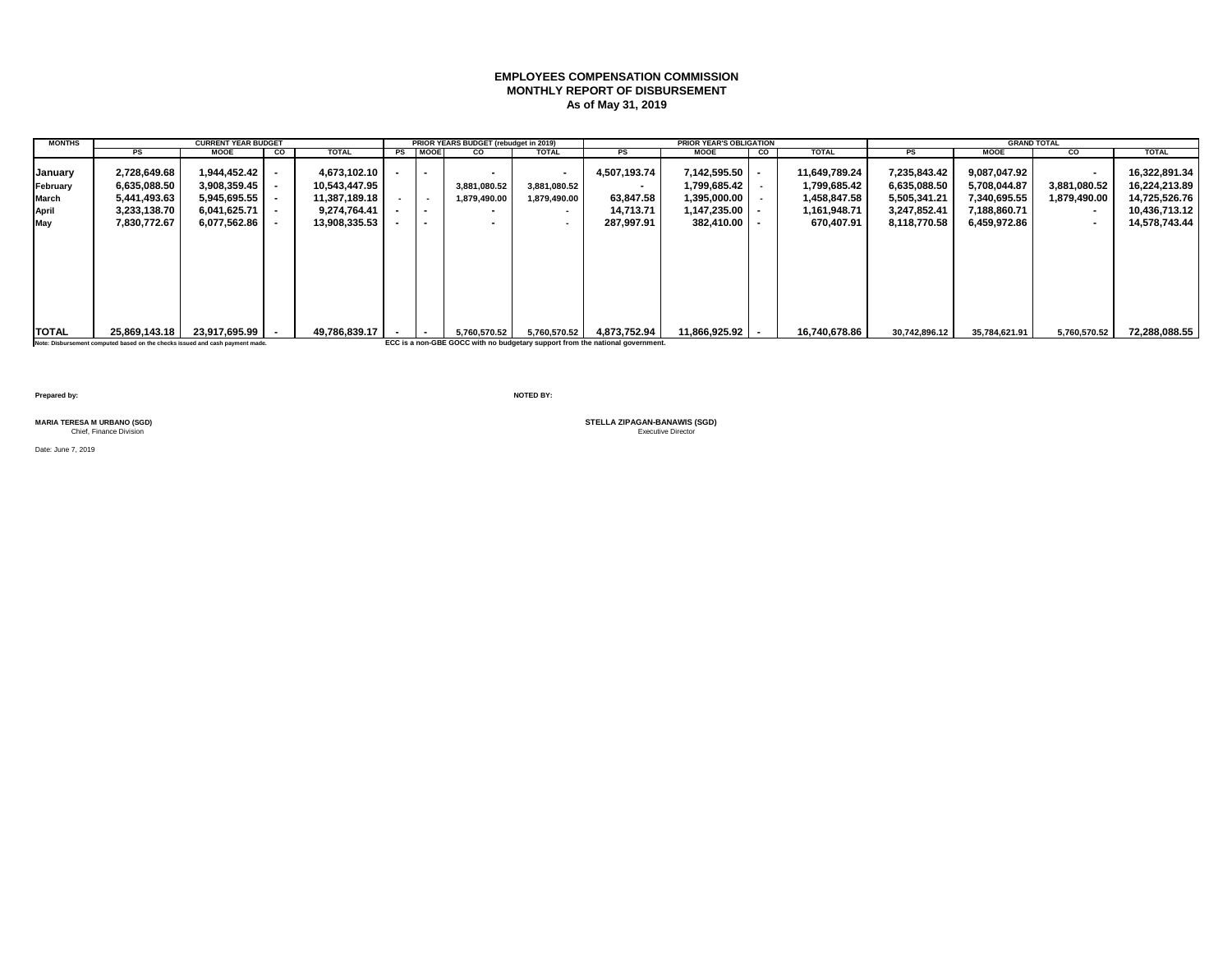**EMPLOYEES COMPENSATION COMMISSION**
**MONTHLY REPORT OF DISBURSEMENT**
**As of May 31, 2019**

| MONTHS | CURRENT YEAR BUDGET | | | | PRIOR YEARS BUDGET (rebudget in 2019) | | | | PRIOR YEAR'S OBLIGATION | | | | GRAND TOTAL | | | |
|---|---|---|---|---|---|---|---|---|---|---|---|---|---|---|---|---|
| | PS | MOOE | CO | TOTAL | PS | MOOE | CO | TOTAL | PS | MOOE | CO | TOTAL | PS | MOOE | CO | TOTAL |
| January | 2,728,649.68 | 1,944,452.42 | - | 4,673,102.10 | - | - | - | - | 4,507,193.74 | 7,142,595.50 | - | 11,649,789.24 | 7,235,843.42 | 9,087,047.92 | - | 16,322,891.34 |
| February | 6,635,088.50 | 3,908,359.45 | - | 10,543,447.95 | | | 3,881,080.52 | 3,881,080.52 | - | 1,799,685.42 | - | 1,799,685.42 | 6,635,088.50 | 5,708,044.87 | 3,881,080.52 | 16,224,213.89 |
| March | 5,441,493.63 | 5,945,695.55 | - | 11,387,189.18 | - | - | 1,879,490.00 | 1,879,490.00 | 63,847.58 | 1,395,000.00 | - | 1,458,847.58 | 5,505,341.21 | 7,340,695.55 | 1,879,490.00 | 14,725,526.76 |
| April | 3,233,138.70 | 6,041,625.71 | - | 9,274,764.41 | - | - | - | - | 14,713.71 | 1,147,235.00 | - | 1,161,948.71 | 3,247,852.41 | 7,188,860.71 | - | 10,436,713.12 |
| May | 7,830,772.67 | 6,077,562.86 | - | 13,908,335.53 | - | - | - | - | 287,997.91 | 382,410.00 | - | 670,407.91 | 8,118,770.58 | 6,459,972.86 | - | 14,578,743.44 |
| TOTAL | 25,869,143.18 | 23,917,695.99 | - | 49,786,839.17 | - | - | 5,760,570.52 | 5,760,570.52 | 4,873,752.94 | 11,866,925.92 | - | 16,740,678.86 | 30,742,896.12 | 35,784,621.91 | 5,760,570.52 | 72,288,088.55 |

Note: Disbursement computed based on the checks issued and cash payment made.

ECC is a non-GBE GOCC with no budgetary support from the national government.

Prepared by:

MARIA TERESA M URBANO (SGD)
Chief, Finance Division

NOTED BY:

STELLA ZIPAGAN-BANAWIS (SGD)
Executive Director

Date: June 7, 2019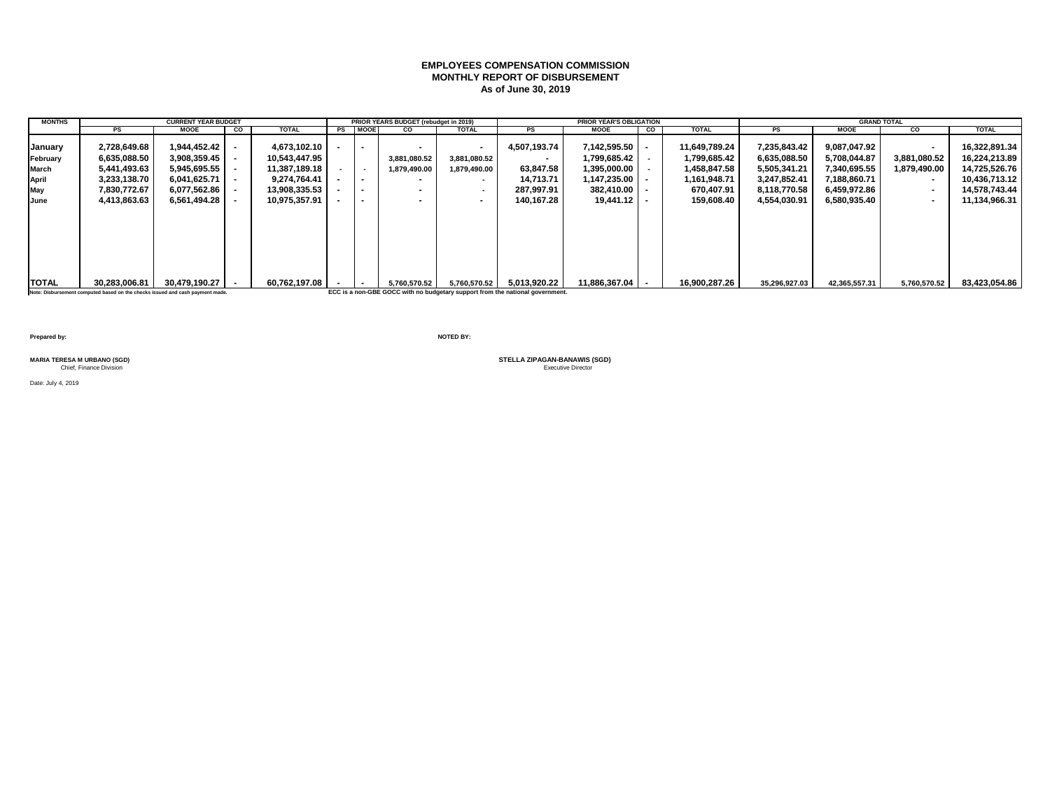**EMPLOYEES COMPENSATION COMMISSION**
**MONTHLY REPORT OF DISBURSEMENT**
**As of June 30, 2019**

| MONTHS | CURRENT YEAR BUDGET | | | | PRIOR YEARS BUDGET (rebudget in 2019) | | | | PRIOR YEAR'S OBLIGATION | | | | GRAND TOTAL | | | |
|---|---|---|---|---|---|---|---|---|---|---|---|---|---|---|---|---|
| | PS | MOOE | CO | TOTAL | PS | MOOE | CO | TOTAL | PS | MOOE | CO | TOTAL | PS | MOOE | CO | TOTAL |
| January | 2,728,649.68 | 1,944,452.42 | - | 4,673,102.10 | - | - | - | - | 4,507,193.74 | 7,142,595.50 | - | 11,649,789.24 | 7,235,843.42 | 9,087,047.92 | - | 16,322,891.34 |
| February | 6,635,088.50 | 3,908,359.45 | - | 10,543,447.95 | | | 3,881,080.52 | 3,881,080.52 | - | 1,799,685.42 | - | 1,799,685.42 | 6,635,088.50 | 5,708,044.87 | 3,881,080.52 | 16,224,213.89 |
| March | 5,441,493.63 | 5,945,695.55 | - | 11,387,189.18 | - | - | 1,879,490.00 | 1,879,490.00 | 63,847.58 | 1,395,000.00 | - | 1,458,847.58 | 5,505,341.21 | 7,340,695.55 | 1,879,490.00 | 14,725,526.76 |
| April | 3,233,138.70 | 6,041,625.71 | - | 9,274,764.41 | - | - | - | - | 14,713.71 | 1,147,235.00 | - | 1,161,948.71 | 3,247,852.41 | 7,188,860.71 | - | 10,436,713.12 |
| May | 7,830,772.67 | 6,077,562.86 | - | 13,908,335.53 | - | - | - | - | 287,997.91 | 382,410.00 | - | 670,407.91 | 8,118,770.58 | 6,459,972.86 | - | 14,578,743.44 |
| June | 4,413,863.63 | 6,561,494.28 | - | 10,975,357.91 | - | - | - | - | 140,167.28 | 19,441.12 | - | 159,608.40 | 4,554,030.91 | 6,580,935.40 | - | 11,134,966.31 |
| TOTAL | 30,283,006.81 | 30,479,190.27 | - | 60,762,197.08 | - | - | 5,760,570.52 | 5,760,570.52 | 5,013,920.22 | 11,886,367.04 | - | 16,900,287.26 | 35,296,927.03 | 42,365,557.31 | 5,760,570.52 | 83,423,054.86 |

Note: Disbursement computed based on the checks issued and cash payment made.

ECC is a non-GBE GOCC with no budgetary support from the national government.

Prepared by:

MARIA TERESA M URBANO (SGD)
Chief, Finance Division

NOTED BY:

STELLA ZIPAGAN-BANAWIS (SGD)
Executive Director

Date: July 4, 2019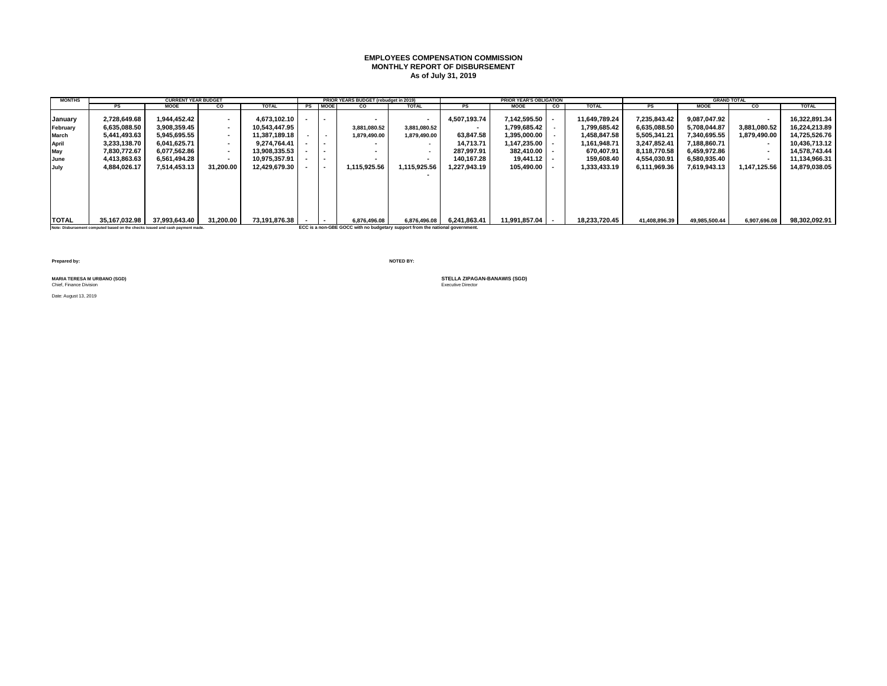**EMPLOYEES COMPENSATION COMMISSION**
**MONTHLY REPORT OF DISBURSEMENT**
**As of July 31, 2019**

| MONTHS | CURRENT YEAR BUDGET | | | | PRIOR YEARS BUDGET (rebudget in 2019) | | | | PRIOR YEAR'S OBLIGATION | | | | GRAND TOTAL | | | |
|---|---|---|---|---|---|---|---|---|---|---|---|---|---|---|---|---|
| | PS | MOOE | CO | TOTAL | PS | MOOE | CO | TOTAL | PS | MOOE | CO | TOTAL | PS | MOOE | CO | TOTAL |
| January | 2,728,649.68 | 1,944,452.42 | - | 4,673,102.10 | - | - | - | - | 4,507,193.74 | 7,142,595.50 | - | 11,649,789.24 | 7,235,843.42 | 9,087,047.92 | - | 16,322,891.34 |
| February | 6,635,088.50 | 3,908,359.45 | - | 10,543,447.95 | | | 3,881,080.52 | 3,881,080.52 | - | 1,799,685.42 | - | 1,799,685.42 | 6,635,088.50 | 5,708,044.87 | 3,881,080.52 | 16,224,213.89 |
| March | 5,441,493.63 | 5,945,695.55 | - | 11,387,189.18 | - | - | 1,879,490.00 | 1,879,490.00 | 63,847.58 | 1,395,000.00 | - | 1,458,847.58 | 5,505,341.21 | 7,340,695.55 | 1,879,490.00 | 14,725,526.76 |
| April | 3,233,138.70 | 6,041,625.71 | - | 9,274,764.41 | - | - | - | - | 14,713.71 | 1,147,235.00 | - | 1,161,948.71 | 3,247,852.41 | 7,188,860.71 | - | 10,436,713.12 |
| May | 7,830,772.67 | 6,077,562.86 | - | 13,908,335.53 | - | - | - | - | 287,997.91 | 382,410.00 | - | 670,407.91 | 8,118,770.58 | 6,459,972.86 | - | 14,578,743.44 |
| June | 4,413,863.63 | 6,561,494.28 | - | 10,975,357.91 | - | - | - | - | 140,167.28 | 19,441.12 | - | 159,608.40 | 4,554,030.91 | 6,580,935.40 | - | 11,134,966.31 |
| July | 4,884,026.17 | 7,514,453.13 | 31,200.00 | 12,429,679.30 | - | - | 1,115,925.56 | 1,115,925.56 | 1,227,943.19 | 105,490.00 | - | 1,333,433.19 | 6,111,969.36 | 7,619,943.13 | 1,147,125.56 | 14,879,038.05 |
| | | | | | | | | - | | | | | | | | |
| TOTAL | 35,167,032.98 | 37,993,643.40 | 31,200.00 | 73,191,876.38 | - | - | 6,876,496.08 | 6,876,496.08 | 6,241,863.41 | 11,991,857.04 | - | 18,233,720.45 | 41,408,896.39 | 49,985,500.44 | 6,907,696.08 | 98,302,092.91 |

Note: Disbursement computed based on the checks issued and cash payment made.

ECC is a non-GBE GOCC with no budgetary support from the national government.

Prepared by:

**MARIA TERESA M URBANO (SGD)**
Chief, Finance Division

Date: August 13, 2019

NOTED BY:

**STELLA ZIPAGAN-BANAWIS (SGD)**
Executive Director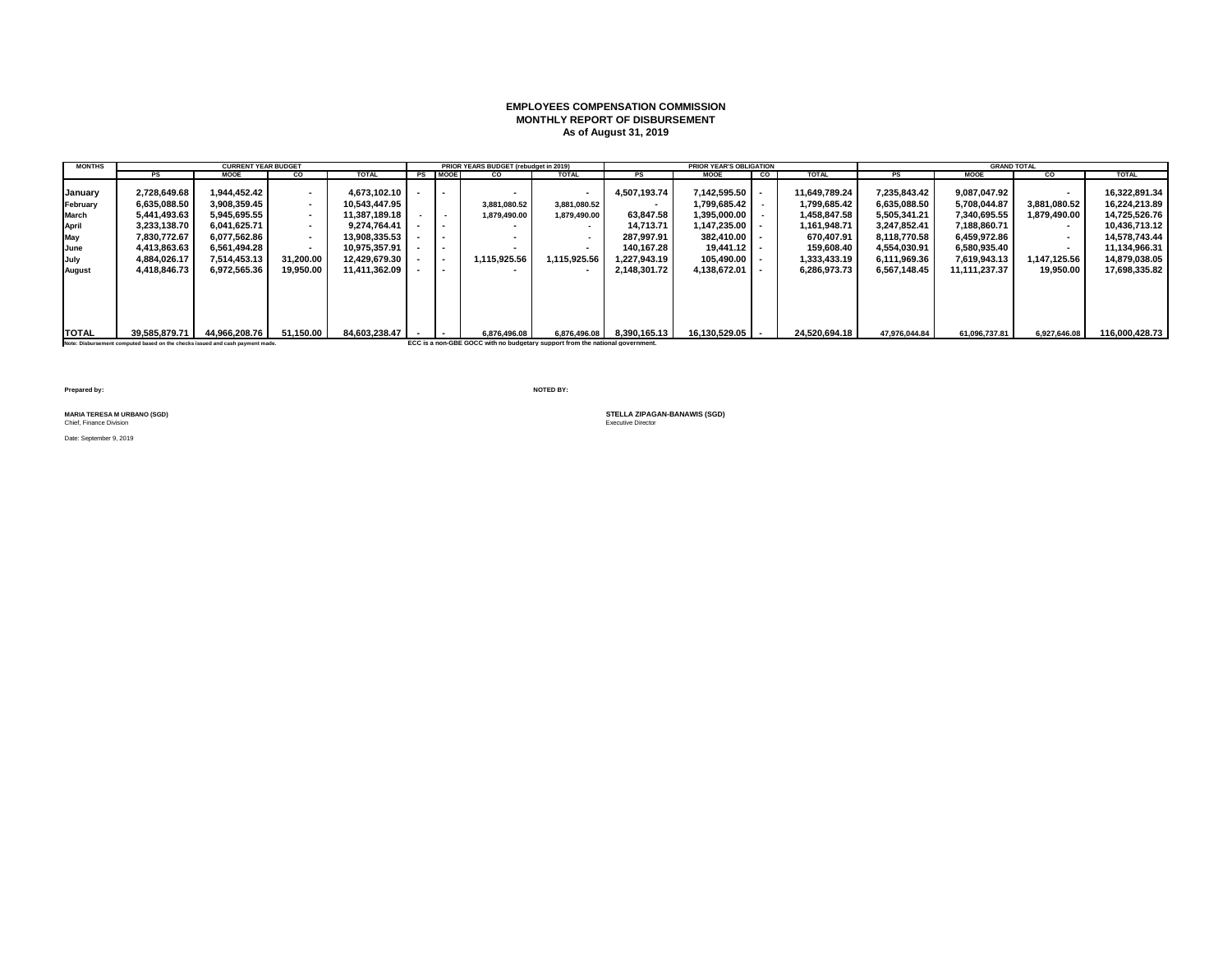**EMPLOYEES COMPENSATION COMMISSION**
**MONTHLY REPORT OF DISBURSEMENT**
**As of August 31, 2019**

| MONTHS | CURRENT YEAR BUDGET | | | | PRIOR YEARS BUDGET (rebudget in 2019) | | | | PRIOR YEAR'S OBLIGATION | | | | GRAND TOTAL | | | |
|---|---|---|---|---|---|---|---|---|---|---|---|---|---|---|---|---|
| | PS | MOOE | CO | TOTAL | PS | MOOE | CO | TOTAL | PS | MOOE | CO | TOTAL | PS | MOOE | CO | TOTAL |
| January | 2,728,649.68 | 1,944,452.42 | - | 4,673,102.10 | - | - | - | - | 4,507,193.74 | 7,142,595.50 | - | 11,649,789.24 | 7,235,843.42 | 9,087,047.92 | - | 16,322,891.34 |
| February | 6,635,088.50 | 3,908,359.45 | - | 10,543,447.95 | | | 3,881,080.52 | 3,881,080.52 | - | 1,799,685.42 | - | 1,799,685.42 | 6,635,088.50 | 5,708,044.87 | 3,881,080.52 | 16,224,213.89 |
| March | 5,441,493.63 | 5,945,695.55 | - | 11,387,189.18 | - | - | 1,879,490.00 | 1,879,490.00 | 63,847.58 | 1,395,000.00 | - | 1,458,847.58 | 5,505,341.21 | 7,340,695.55 | 1,879,490.00 | 14,725,526.76 |
| April | 3,233,138.70 | 6,041,625.71 | - | 9,274,764.41 | - | - | - | - | 14,713.71 | 1,147,235.00 | - | 1,161,948.71 | 3,247,852.41 | 7,188,860.71 | - | 10,436,713.12 |
| May | 7,830,772.67 | 6,077,562.86 | - | 13,908,335.53 | - | - | - | - | 287,997.91 | 382,410.00 | - | 670,407.91 | 8,118,770.58 | 6,459,972.86 | - | 14,578,743.44 |
| June | 4,413,863.63 | 6,561,494.28 | - | 10,975,357.91 | - | - | - | - | 140,167.28 | 19,441.12 | - | 159,608.40 | 4,554,030.91 | 6,580,935.40 | - | 11,134,966.31 |
| July | 4,884,026.17 | 7,514,453.13 | 31,200.00 | 12,429,679.30 | - | - | 1,115,925.56 | 1,115,925.56 | 1,227,943.19 | 105,490.00 | - | 1,333,433.19 | 6,111,969.36 | 7,619,943.13 | 1,147,125.56 | 14,879,038.05 |
| August | 4,418,846.73 | 6,972,565.36 | 19,950.00 | 11,411,362.09 | - | - | - | - | 2,148,301.72 | 4,138,672.01 | - | 6,286,973.73 | 6,567,148.45 | 11,111,237.37 | 19,950.00 | 17,698,335.82 |
| TOTAL | 39,585,879.71 | 44,966,208.76 | 51,150.00 | 84,603,238.47 | - | - | 6,876,496.08 | 6,876,496.08 | 8,390,165.13 | 16,130,529.05 | - | 24,520,694.18 | 47,976,044.84 | 61,096,737.81 | 6,927,646.08 | 116,000,428.73 |

Note: Disbursement computed based on the checks issued and cash payment made.

ECC is a non-GBE GOCC with no budgetary support from the national government.

**Prepared by:**

**MARIA TERESA M URBANO (SGD)**
Chief, Finance Division

Date: September 9, 2019

**NOTED BY:**

**STELLA ZIPAGAN-BANAWIS (SGD)**
Executive Director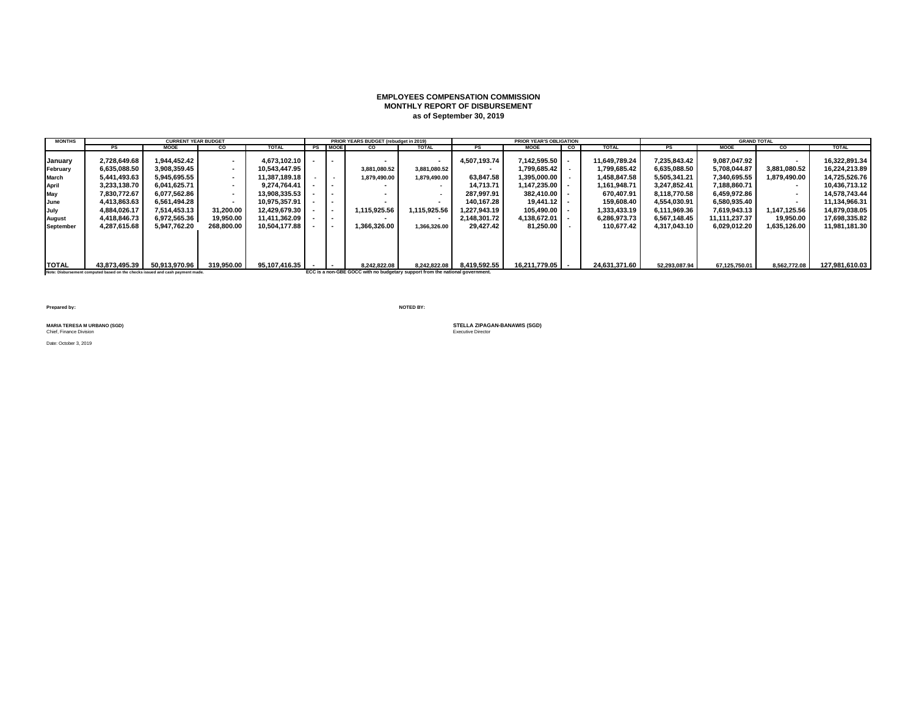**EMPLOYEES COMPENSATION COMMISSION**
**MONTHLY REPORT OF DISBURSEMENT**
**as of September 30, 2019**

| MONTHS | CURRENT YEAR BUDGET | | | | PRIOR YEARS BUDGET (rebudget in 2019) | | | | PRIOR YEAR'S OBLIGATION | | | | GRAND TOTAL | | | |
|---|---|---|---|---|---|---|---|---|---|---|---|---|---|---|---|---|
| | PS | MOOE | CO | TOTAL | PS | MOOE | CO | TOTAL | PS | MOOE | CO | TOTAL | PS | MOOE | CO | TOTAL |
| January | 2,728,649.68 | 1,944,452.42 | - | 4,673,102.10 | - | - | - | - | 4,507,193.74 | 7,142,595.50 | - | 11,649,789.24 | 7,235,843.42 | 9,087,047.92 | - | 16,322,891.34 |
| February | 6,635,088.50 | 3,908,359.45 | - | 10,543,447.95 | | | 3,881,080.52 | 3,881,080.52 | - | 1,799,685.42 | - | 1,799,685.42 | 6,635,088.50 | 5,708,044.87 | 3,881,080.52 | 16,224,213.89 |
| March | 5,441,493.63 | 5,945,695.55 | - | 11,387,189.18 | - | - | 1,879,490.00 | 1,879,490.00 | 63,847.58 | 1,395,000.00 | - | 1,458,847.58 | 5,505,341.21 | 7,340,695.55 | 1,879,490.00 | 14,725,526.76 |
| April | 3,233,138.70 | 6,041,625.71 | - | 9,274,764.41 | - | - | - | - | 14,713.71 | 1,147,235.00 | - | 1,161,948.71 | 3,247,852.41 | 7,188,860.71 | - | 10,436,713.12 |
| May | 7,830,772.67 | 6,077,562.86 | - | 13,908,335.53 | - | - | - | - | 287,997.91 | 382,410.00 | - | 670,407.91 | 8,118,770.58 | 6,459,972.86 | - | 14,578,743.44 |
| June | 4,413,863.63 | 6,561,494.28 | - | 10,975,357.91 | - | - | - | - | 140,167.28 | 19,441.12 | - | 159,608.40 | 4,554,030.91 | 6,580,935.40 | - | 11,134,966.31 |
| July | 4,884,026.17 | 7,514,453.13 | 31,200.00 | 12,429,679.30 | - | - | 1,115,925.56 | 1,115,925.56 | 1,227,943.19 | 105,490.00 | - | 1,333,433.19 | 6,111,969.36 | 7,619,943.13 | 1,147,125.56 | 14,879,038.05 |
| August | 4,418,846.73 | 6,972,565.36 | 19,950.00 | 11,411,362.09 | - | - | - | - | 2,148,301.72 | 4,138,672.01 | - | 6,286,973.73 | 6,567,148.45 | 11,111,237.37 | 19,950.00 | 17,698,335.82 |
| September | 4,287,615.68 | 5,947,762.20 | 268,800.00 | 10,504,177.88 | - | - | 1,366,326.00 | 1,366,326.00 | 29,427.42 | 81,250.00 | - | 110,677.42 | 4,317,043.10 | 6,029,012.20 | 1,635,126.00 | 11,981,181.30 |
| TOTAL | 43,873,495.39 | 50,913,970.96 | 319,950.00 | 95,107,416.35 | - | - | 8,242,822.08 | 8,242,822.08 | 8,419,592.55 | 16,211,779.05 | - | 24,631,371.60 | 52,293,087.94 | 67,125,750.01 | 8,562,772.08 | 127,981,610.03 |

Note: Disbursement computed based on the checks issued and cash payment made.

ECC is a non-GBE GOCC with no budgetary support from the national government.

**Prepared by:**

**MARIA TERESA M URBANO (SGD)**
Chief, Finance Division

Date: October 3, 2019

**NOTED BY:**

**STELLA ZIPAGAN-BANAWIS (SGD)**
Executive Director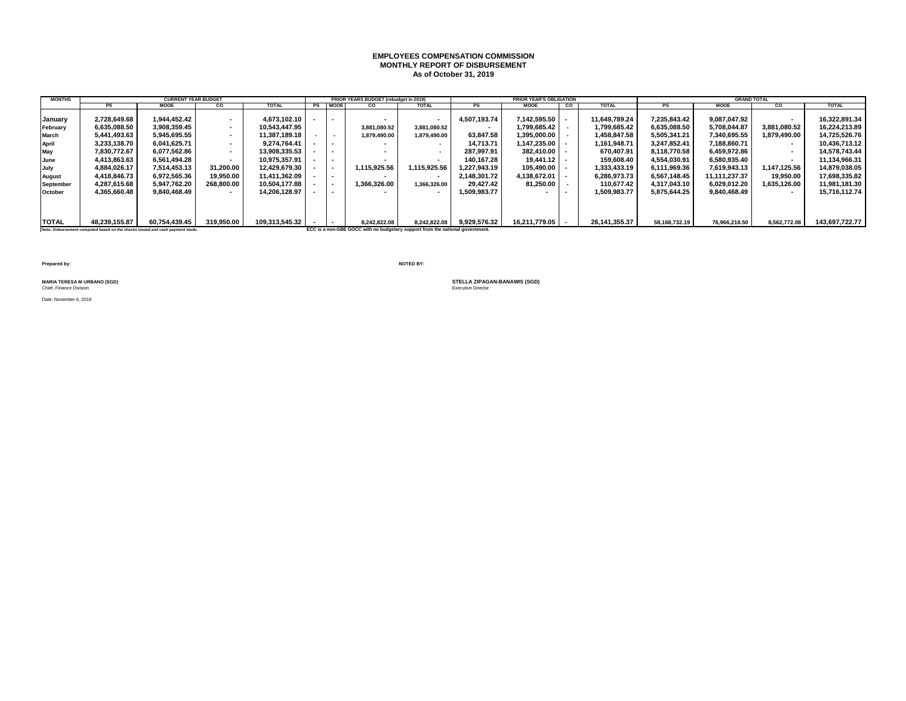**EMPLOYEES COMPENSATION COMMISSION**
**MONTHLY REPORT OF DISBURSEMENT**
**As of October 31, 2019**

| MONTHS | CURRENT YEAR BUDGET | | | | PRIOR YEARS BUDGET (rebudget in 2019) | | | | PRIOR YEAR'S OBLIGATION | | | | GRAND TOTAL | | | |
|---|---|---|---|---|---|---|---|---|---|---|---|---|---|---|---|---|
| | PS | MOOE | CO | TOTAL | PS | MOOE | CO | TOTAL | PS | MOOE | CO | TOTAL | PS | MOOE | CO | TOTAL |
| January | 2,728,649.68 | 1,944,452.42 | - | 4,673,102.10 | - | - | - | - | 4,507,193.74 | 7,142,595.50 | - | 11,649,789.24 | 7,235,843.42 | 9,087,047.92 | - | 16,322,891.34 |
| February | 6,635,088.50 | 3,908,359.45 | - | 10,543,447.95 | | | 3,881,080.52 | 3,881,080.52 | - | 1,799,685.42 | - | 1,799,685.42 | 6,635,088.50 | 5,708,044.87 | 3,881,080.52 | 16,224,213.89 |
| March | 5,441,493.63 | 5,945,695.55 | - | 11,387,189.18 | - | - | 1,879,490.00 | 1,879,490.00 | 63,847.58 | 1,395,000.00 | - | 1,458,847.58 | 5,505,341.21 | 7,340,695.55 | 1,879,490.00 | 14,725,526.76 |
| April | 3,233,138.70 | 6,041,625.71 | - | 9,274,764.41 | - | - | - | - | 14,713.71 | 1,147,235.00 | - | 1,161,948.71 | 3,247,852.41 | 7,188,860.71 | - | 10,436,713.12 |
| May | 7,830,772.67 | 6,077,562.86 | - | 13,908,335.53 | - | - | - | - | 287,997.91 | 382,410.00 | - | 670,407.91 | 8,118,770.58 | 6,459,972.86 | - | 14,578,743.44 |
| June | 4,413,863.63 | 6,561,494.28 | - | 10,975,357.91 | - | - | - | - | 140,167.28 | 19,441.12 | - | 159,608.40 | 4,554,030.91 | 6,580,935.40 | - | 11,134,966.31 |
| July | 4,884,026.17 | 7,514,453.13 | 31,200.00 | 12,429,679.30 | - | - | 1,115,925.56 | 1,115,925.56 | 1,227,943.19 | 105,490.00 | - | 1,333,433.19 | 6,111,969.36 | 7,619,943.13 | 1,147,125.56 | 14,879,038.05 |
| August | 4,418,846.73 | 6,972,565.36 | 19,950.00 | 11,411,362.09 | - | - | - | - | 2,148,301.72 | 4,138,672.01 | - | 6,286,973.73 | 6,567,148.45 | 11,111,237.37 | 19,950.00 | 17,698,335.82 |
| September | 4,287,615.68 | 5,947,762.20 | 268,800.00 | 10,504,177.88 | - | - | 1,366,326.00 | 1,366,326.00 | 29,427.42 | 81,250.00 | - | 110,677.42 | 4,317,043.10 | 6,029,012.20 | 1,635,126.00 | 11,981,181.30 |
| October | 4,365,660.48 | 9,840,468.49 | - | 14,206,128.97 | - | - | - | - | 1,509,983.77 | - | - | 1,509,983.77 | 5,875,644.25 | 9,840,468.49 | - | 15,716,112.74 |
| TOTAL | 48,239,155.87 | 60,754,439.45 | 319,950.00 | 109,313,545.32 | - | - | 8,242,822.08 | 8,242,822.08 | 9,929,576.32 | 16,211,779.05 | - | 26,141,355.37 | 58,168,732.19 | 76,966,218.50 | 8,562,772.08 | 143,697,722.77 |

Note: Disbursement computed based on the checks issued and cash payment made.

ECC is a non-GBE GOCC with no budgetary support from the national government.

Prepared by:

**MARIA TERESA M URBANO (SGD)**
Chief, Finance Division

NOTED BY:

**STELLA ZIPAGAN-BANAWIS (SGD)**
Executive Director

Date: November 6, 2019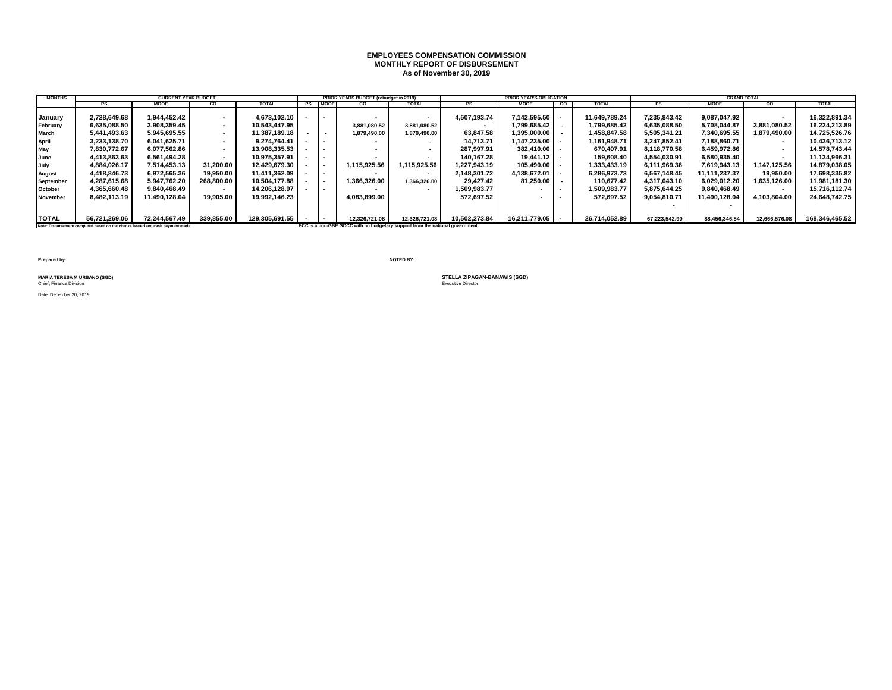**EMPLOYEES COMPENSATION COMMISSION**
**MONTHLY REPORT OF DISBURSEMENT**
**As of November 30, 2019**

| MONTHS | CURRENT YEAR BUDGET | | | | PRIOR YEARS BUDGET (rebudget in 2019) | | | | PRIOR YEAR'S OBLIGATION | | | | GRAND TOTAL | | | |
|---|---|---|---|---|---|---|---|---|---|---|---|---|---|---|---|---|
| | PS | MOOE | CO | TOTAL | PS | MOOE | CO | TOTAL | PS | MOOE | CO | TOTAL | PS | MOOE | CO | TOTAL |
| January | 2,728,649.68 | 1,944,452.42 | - | 4,673,102.10 | - | - | - | - | 4,507,193.74 | 7,142,595.50 | - | 11,649,789.24 | 7,235,843.42 | 9,087,047.92 | - | 16,322,891.34 |
| February | 6,635,088.50 | 3,908,359.45 | - | 10,543,447.95 | | | 3,881,080.52 | 3,881,080.52 | - | 1,799,685.42 | - | 1,799,685.42 | 6,635,088.50 | 5,708,044.87 | 3,881,080.52 | 16,224,213.89 |
| March | 5,441,493.63 | 5,945,695.55 | - | 11,387,189.18 | - | - | 1,879,490.00 | 1,879,490.00 | 63,847.58 | 1,395,000.00 | - | 1,458,847.58 | 5,505,341.21 | 7,340,695.55 | 1,879,490.00 | 14,725,526.76 |
| April | 3,233,138.70 | 6,041,625.71 | - | 9,274,764.41 | - | - | - | - | 14,713.71 | 1,147,235.00 | - | 1,161,948.71 | 3,247,852.41 | 7,188,860.71 | - | 10,436,713.12 |
| May | 7,830,772.67 | 6,077,562.86 | - | 13,908,335.53 | - | - | - | - | 287,997.91 | 382,410.00 | - | 670,407.91 | 8,118,770.58 | 6,459,972.86 | - | 14,578,743.44 |
| June | 4,413,863.63 | 6,561,494.28 | - | 10,975,357.91 | - | - | - | - | 140,167.28 | 19,441.12 | - | 159,608.40 | 4,554,030.91 | 6,580,935.40 | - | 11,134,966.31 |
| July | 4,884,026.17 | 7,514,453.13 | 31,200.00 | 12,429,679.30 | - | - | 1,115,925.56 | 1,115,925.56 | 1,227,943.19 | 105,490.00 | - | 1,333,433.19 | 6,111,969.36 | 7,619,943.13 | 1,147,125.56 | 14,879,038.05 |
| August | 4,418,846.73 | 6,972,565.36 | 19,950.00 | 11,411,362.09 | - | - | - | - | 2,148,301.72 | 4,138,672.01 | - | 6,286,973.73 | 6,567,148.45 | 11,111,237.37 | 19,950.00 | 17,698,335.82 |
| September | 4,287,615.68 | 5,947,762.20 | 268,800.00 | 10,504,177.88 | - | - | 1,366,326.00 | 1,366,326.00 | 29,427.42 | 81,250.00 | - | 110,677.42 | 4,317,043.10 | 6,029,012.20 | 1,635,126.00 | 11,981,181.30 |
| October | 4,365,660.48 | 9,840,468.49 | - | 14,206,128.97 | - | - | - | - | 1,509,983.77 | - | - | 1,509,983.77 | 5,875,644.25 | 9,840,468.49 | - | 15,716,112.74 |
| November | 8,482,113.19 | 11,490,128.04 | 19,905.00 | 19,992,146.23 | | | 4,083,899.00 | | 572,697.52 | - | - | 572,697.52 | 9,054,810.71 | 11,490,128.04 | 4,103,804.00 | 24,648,742.75 |
| | | | | | | | | | | | | | - | - | | |
| TOTAL | 56,721,269.06 | 72,244,567.49 | 339,855.00 | 129,305,691.55 | - | - | 12,326,721.08 | 12,326,721.08 | 10,502,273.84 | 16,211,779.05 | - | 26,714,052.89 | 67,223,542.90 | 88,456,346.54 | 12,666,576.08 | 168,346,465.52 |

Note: Disbursement computed based on the checks issued and cash payment made.

ECC is a non-GBE GOCC with no budgetary support from the national government.

**Prepared by:**

**MARIA TERESA M URBANO (SGD)**
Chief, Finance Division

Date: December 20, 2019

**NOTED BY:**

**STELLA ZIPAGAN-BANAWIS (SGD)**
Executive Director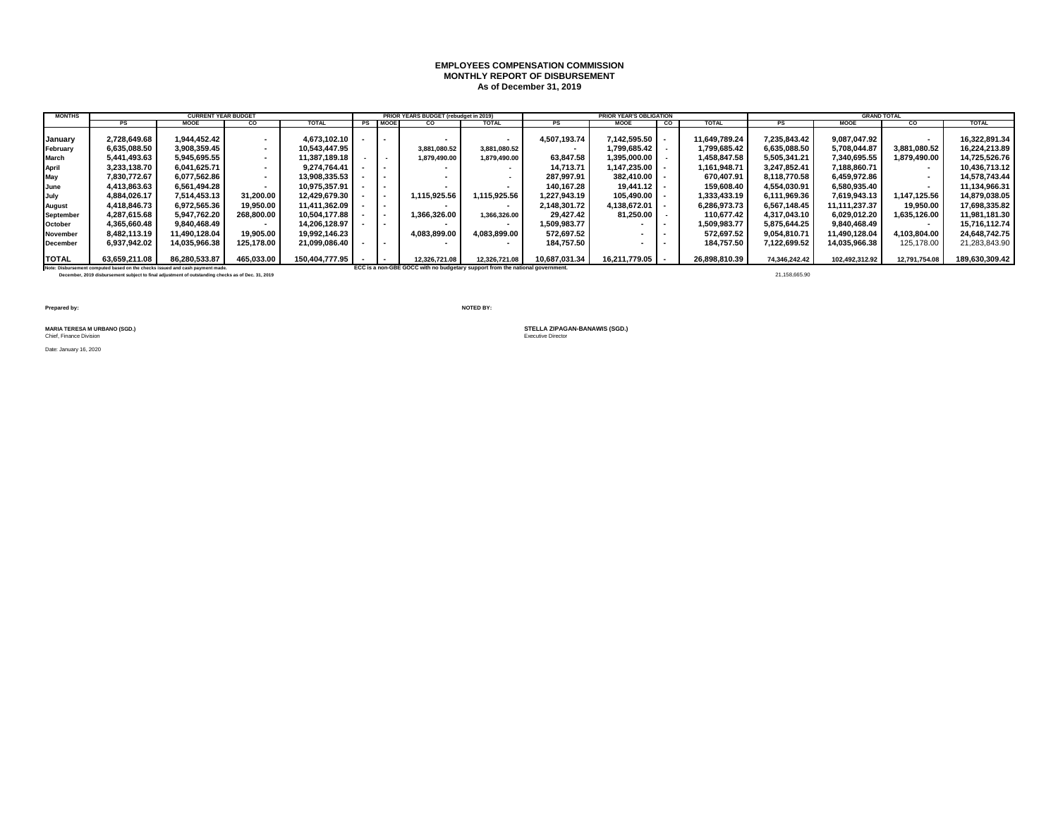# EMPLOYEES COMPENSATION COMMISSION
## MONTHLY REPORT OF DISBURSEMENT
### As of December 31, 2019

| MONTHS | CURRENT YEAR BUDGET | | | | PRIOR YEARS BUDGET (rebudget in 2019) | | | | PRIOR YEAR'S OBLIGATION | | | | GRAND TOTAL | | | |
|---|---|---|---|---|---|---|---|---|---|---|---|---|---|---|---|---|
| | PS | MOOE | CO | TOTAL | PS | MOOE | CO | TOTAL | PS | MOOE | CO | TOTAL | PS | MOOE | CO | TOTAL |
| January | 2,728,649.68 | 1,944,452.42 | - | 4,673,102.10 | - | - | - | - | 4,507,193.74 | 7,142,595.50 | - | 11,649,789.24 | 7,235,843.42 | 9,087,047.92 | - | 16,322,891.34 |
| February | 6,635,088.50 | 3,908,359.45 | - | 10,543,447.95 | | | 3,881,080.52 | 3,881,080.52 | - | 1,799,685.42 | - | 1,799,685.42 | 6,635,088.50 | 5,708,044.87 | 3,881,080.52 | 16,224,213.89 |
| March | 5,441,493.63 | 5,945,695.55 | - | 11,387,189.18 | - | - | 1,879,490.00 | 1,879,490.00 | 63,847.58 | 1,395,000.00 | - | 1,458,847.58 | 5,505,341.21 | 7,340,695.55 | 1,879,490.00 | 14,725,526.76 |
| April | 3,233,138.70 | 6,041,625.71 | - | 9,274,764.41 | - | - | - | - | 14,713.71 | 1,147,235.00 | - | 1,161,948.71 | 3,247,852.41 | 7,188,860.71 | - | 10,436,713.12 |
| May | 7,830,772.67 | 6,077,562.86 | - | 13,908,335.53 | - | - | - | - | 287,997.91 | 382,410.00 | - | 670,407.91 | 8,118,770.58 | 6,459,972.86 | - | 14,578,743.44 |
| June | 4,413,863.63 | 6,561,494.28 | - | 10,975,357.91 | - | - | - | - | 140,167.28 | 19,441.12 | - | 159,608.40 | 4,554,030.91 | 6,580,935.40 | - | 11,134,966.31 |
| July | 4,884,026.17 | 7,514,453.13 | 31,200.00 | 12,429,679.30 | - | - | 1,115,925.56 | 1,115,925.56 | 1,227,943.19 | 105,490.00 | - | 1,333,433.19 | 6,111,969.36 | 7,619,943.13 | 1,147,125.56 | 14,879,038.05 |
| August | 4,418,846.73 | 6,972,565.36 | 19,950.00 | 11,411,362.09 | - | - | - | - | 2,148,301.72 | 4,138,672.01 | - | 6,286,973.73 | 6,567,148.45 | 11,111,237.37 | 19,950.00 | 17,698,335.82 |
| September | 4,287,615.68 | 5,947,762.20 | 268,800.00 | 10,504,177.88 | - | - | 1,366,326.00 | 1,366,326.00 | 29,427.42 | 81,250.00 | - | 110,677.42 | 4,317,043.10 | 6,029,012.20 | 1,635,126.00 | 11,981,181.30 |
| October | 4,365,660.48 | 9,840,468.49 | - | 14,206,128.97 | - | - | - | - | 1,509,983.77 | - | - | 1,509,983.77 | 5,875,644.25 | 9,840,468.49 | - | 15,716,112.74 |
| November | 8,482,113.19 | 11,490,128.04 | 19,905.00 | 19,992,146.23 | | | 4,083,899.00 | 4,083,899.00 | 572,697.52 | - | - | 572,697.52 | 9,054,810.71 | 11,490,128.04 | 4,103,804.00 | 24,648,742.75 |
| December | 6,937,942.02 | 14,035,966.38 | 125,178.00 | 21,099,086.40 | - | - | - | - | 184,757.50 | - | - | 184,757.50 | 7,122,699.52 | 14,035,966.38 | 125,178.00 | 21,283,843.90 |
| TOTAL | 63,659,211.08 | 86,280,533.87 | 465,033.00 | 150,404,777.95 | - | - | 12,326,721.08 | 12,326,721.08 | 10,687,031.34 | 16,211,779.05 | - | 26,898,810.39 | 74,346,242.42 | 102,492,312.92 | 12,791,754.08 | 189,630,309.42 |

Note: Disbursement computed based on the checks issued and cash payment made.
December, 2019 disbursement subject to final adjustment of outstanding checks as of Dec. 31, 2019

ECC is a non-GBE GOCC with no budgetary support from the national government.

21,158,665.90

Prepared by:

MARIA TERESA M URBANO (SGD.)
Chief, Finance Division

NOTED BY:

STELLA ZIPAGAN-BANAWIS (SGD.)
Executive Director

Date: January 16, 2020